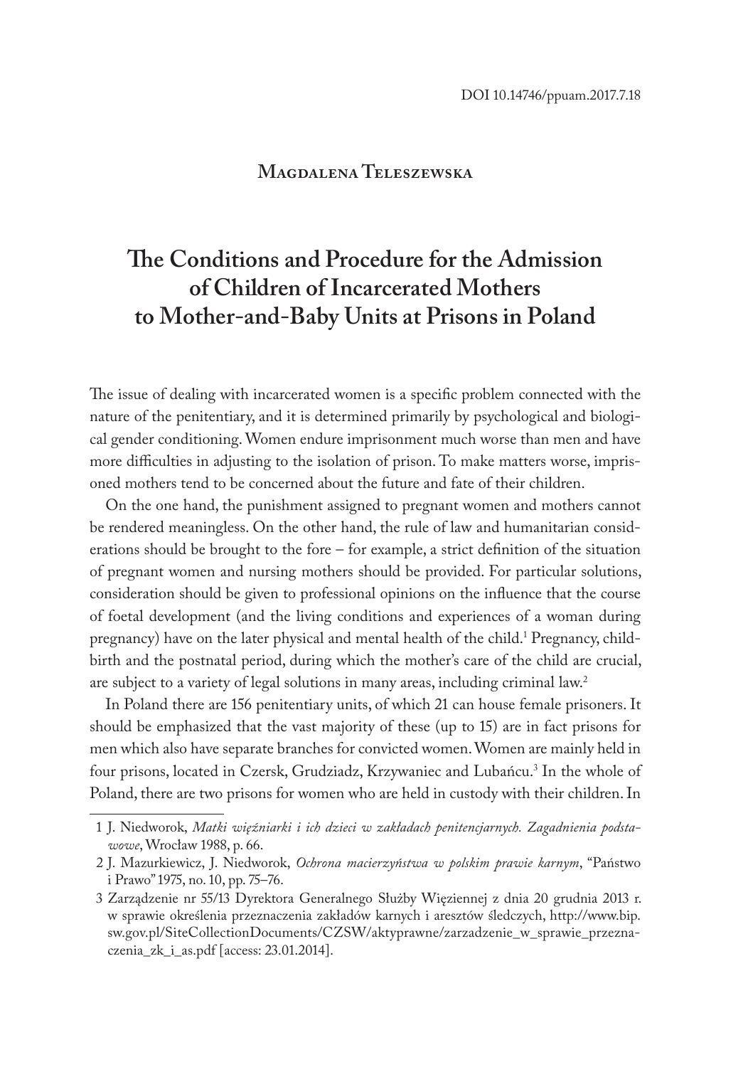DOI 10.14746/ppuam.2017.7.18

**Magdalena Teleszewska**

# The Conditions and Procedure for the Admission of Children of Incarcerated Mothers to Mother-and-Baby Units at Prisons in Poland

The issue of dealing with incarcerated women is a specific problem connected with the nature of the penitentiary, and it is determined primarily by psychological and biological gender conditioning. Women endure imprisonment much worse than men and have more difficulties in adjusting to the isolation of prison. To make matters worse, imprisoned mothers tend to be concerned about the future and fate of their children.

On the one hand, the punishment assigned to pregnant women and mothers cannot be rendered meaningless. On the other hand, the rule of law and humanitarian considerations should be brought to the fore – for example, a strict definition of the situation of pregnant women and nursing mothers should be provided. For particular solutions, consideration should be given to professional opinions on the influence that the course of foetal development (and the living conditions and experiences of a woman during pregnancy) have on the later physical and mental health of the child.[1] Pregnancy, childbirth and the postnatal period, during which the mother's care of the child are crucial, are subject to a variety of legal solutions in many areas, including criminal law.[2]

In Poland there are 156 penitentiary units, of which 21 can house female prisoners. It should be emphasized that the vast majority of these (up to 15) are in fact prisons for men which also have separate branches for convicted women. Women are mainly held in four prisons, located in Czersk, Grudziadz, Krzywaniec and Lubańcu.[3] In the whole of Poland, there are two prisons for women who are held in custody with their children. In

1 J. Niedworok, *Matki więźniarki i ich dzieci w zakładach penitencjarnych. Zagadnienia podstawowe*, Wrocław 1988, p. 66.

2 J. Mazurkiewicz, J. Niedworok, *Ochrona macierzyństwa w polskim prawie karnym*, "Państwo i Prawo" 1975, no. 10, pp. 75–76.

3 Zarządzenie nr 55/13 Dyrektora Generalnego Służby Więziennej z dnia 20 grudnia 2013 r. w sprawie określenia przeznaczenia zakładów karnych i aresztów śledczych, http://www.bip.sw.gov.pl/SiteCollectionDocuments/CZSW/aktyprawne/zarzadzenie_w_sprawie_przeznaczenia_zk_i_as.pdf [access: 23.01.2014].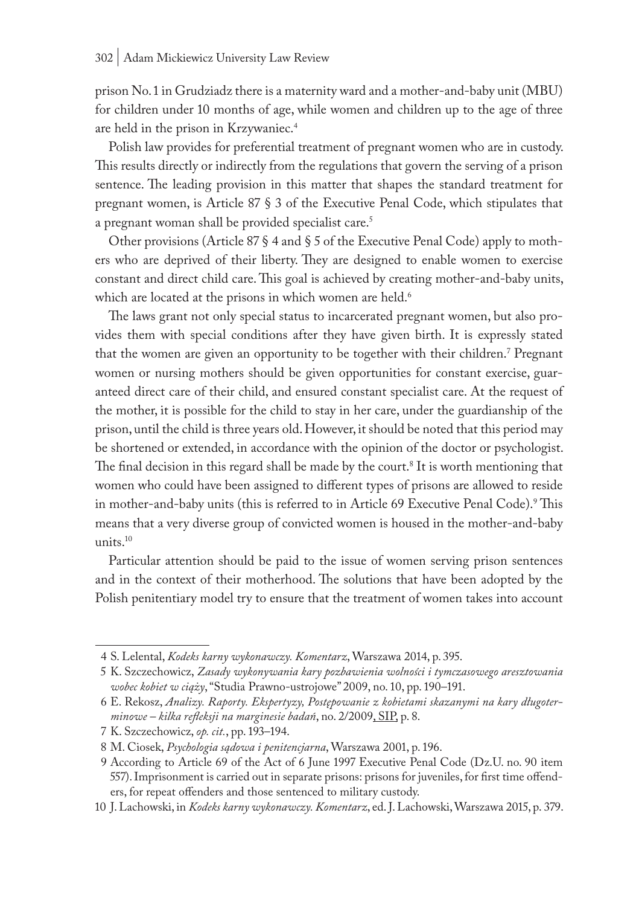prison No. 1 in Grudziadz there is a maternity ward and a mother-and-baby unit (MBU) for children under 10 months of age, while women and children up to the age of three are held in the prison in Krzywaniec.[4]

Polish law provides for preferential treatment of pregnant women who are in custody. This results directly or indirectly from the regulations that govern the serving of a prison sentence. The leading provision in this matter that shapes the standard treatment for pregnant women, is Article 87 § 3 of the Executive Penal Code, which stipulates that a pregnant woman shall be provided specialist care.[5]

Other provisions (Article 87 § 4 and § 5 of the Executive Penal Code) apply to mothers who are deprived of their liberty. They are designed to enable women to exercise constant and direct child care. This goal is achieved by creating mother-and-baby units, which are located at the prisons in which women are held.[6]

The laws grant not only special status to incarcerated pregnant women, but also provides them with special conditions after they have given birth. It is expressly stated that the women are given an opportunity to be together with their children.[7] Pregnant women or nursing mothers should be given opportunities for constant exercise, guaranteed direct care of their child, and ensured constant specialist care. At the request of the mother, it is possible for the child to stay in her care, under the guardianship of the prison, until the child is three years old. However, it should be noted that this period may be shortened or extended, in accordance with the opinion of the doctor or psychologist. The final decision in this regard shall be made by the court.[8] It is worth mentioning that women who could have been assigned to different types of prisons are allowed to reside in mother-and-baby units (this is referred to in Article 69 Executive Penal Code).[9] This means that a very diverse group of convicted women is housed in the mother-and-baby units.[10]

Particular attention should be paid to the issue of women serving prison sentences and in the context of their motherhood. The solutions that have been adopted by the Polish penitentiary model try to ensure that the treatment of women takes into account

---

4 S. Lelental, *Kodeks karny wykonawczy. Komentarz*, Warszawa 2014, p. 395.

5 K. Szczechowicz, *Zasady wykonywania kary pozbawienia wolności i tymczasowego aresztowania wobec kobiet w ciąży*, "Studia Prawno-ustrojowe" 2009, no. 10, pp. 190–191.

6 E. Rekosz, *Analizy. Raporty. Ekspertyzy, Postępowanie z kobietami skazanymi na kary długoterminowe – kilka refleksji na marginesie badań*, no. 2/2009, SIP, p. 8.

7 K. Szczechowicz, *op. cit.*, pp. 193–194.

8 M. Ciosek, *Psychologia sądowa i penitencjarna*, Warszawa 2001, p. 196.

9 According to Article 69 of the Act of 6 June 1997 Executive Penal Code (Dz.U. no. 90 item 557). Imprisonment is carried out in separate prisons: prisons for juveniles, for first time offenders, for repeat offenders and those sentenced to military custody.

10 J. Lachowski, in *Kodeks karny wykonawczy. Komentarz*, ed. J. Lachowski, Warszawa 2015, p. 379.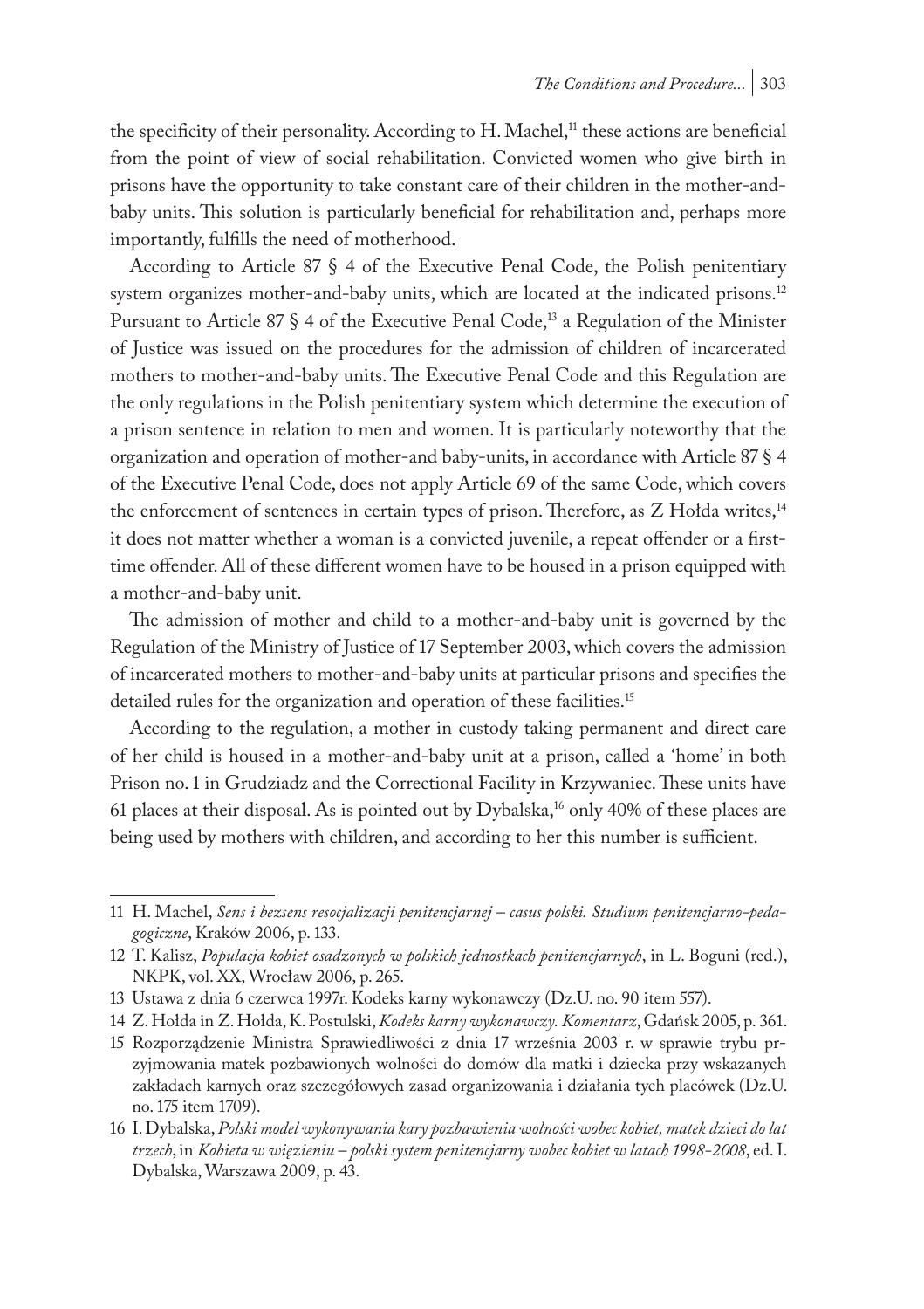the specificity of their personality. According to H. Machel,[11] these actions are beneficial from the point of view of social rehabilitation. Convicted women who give birth in prisons have the opportunity to take constant care of their children in the mother-and-baby units. This solution is particularly beneficial for rehabilitation and, perhaps more importantly, fulfills the need of motherhood.

According to Article 87 § 4 of the Executive Penal Code, the Polish penitentiary system organizes mother-and-baby units, which are located at the indicated prisons.[12] Pursuant to Article 87 § 4 of the Executive Penal Code,[13] a Regulation of the Minister of Justice was issued on the procedures for the admission of children of incarcerated mothers to mother-and-baby units. The Executive Penal Code and this Regulation are the only regulations in the Polish penitentiary system which determine the execution of a prison sentence in relation to men and women. It is particularly noteworthy that the organization and operation of mother-and baby-units, in accordance with Article 87 § 4 of the Executive Penal Code, does not apply Article 69 of the same Code, which covers the enforcement of sentences in certain types of prison. Therefore, as Z Hołda writes,[14] it does not matter whether a woman is a convicted juvenile, a repeat offender or a first-time offender. All of these different women have to be housed in a prison equipped with a mother-and-baby unit.

The admission of mother and child to a mother-and-baby unit is governed by the Regulation of the Ministry of Justice of 17 September 2003, which covers the admission of incarcerated mothers to mother-and-baby units at particular prisons and specifies the detailed rules for the organization and operation of these facilities.[15]

According to the regulation, a mother in custody taking permanent and direct care of her child is housed in a mother-and-baby unit at a prison, called a 'home' in both Prison no. 1 in Grudziadz and the Correctional Facility in Krzywaniec. These units have 61 places at their disposal. As is pointed out by Dybalska,[16] only 40% of these places are being used by mothers with children, and according to her this number is sufficient.

---

11 H. Machel, *Sens i bezsens resocjalizacji penitencjarnej – casus polski. Studium penitencjarno-pedagogiczne*, Kraków 2006, p. 133.

12 T. Kalisz, *Populacja kobiet osadzonych w polskich jednostkach penitencjarnych*, in L. Boguni (red.), NKPK, vol. XX, Wrocław 2006, p. 265.

13 Ustawa z dnia 6 czerwca 1997r. Kodeks karny wykonawczy (Dz.U. no. 90 item 557).

14 Z. Hołda in Z. Hołda, K. Postulski, *Kodeks karny wykonawczy. Komentarz*, Gdańsk 2005, p. 361.

15 Rozporządzenie Ministra Sprawiedliwości z dnia 17 września 2003 r. w sprawie trybu przyjmowania matek pozbawionych wolności do domów dla matki i dziecka przy wskazanych zakładach karnych oraz szczegółowych zasad organizowania i działania tych placówek (Dz.U. no. 175 item 1709).

16 I. Dybalska, *Polski model wykonywania kary pozbawienia wolności wobec kobiet, matek dzieci do lat trzech*, in *Kobieta w więzieniu – polski system penitencjarny wobec kobiet w latach 1998-2008*, ed. I. Dybalska, Warszawa 2009, p. 43.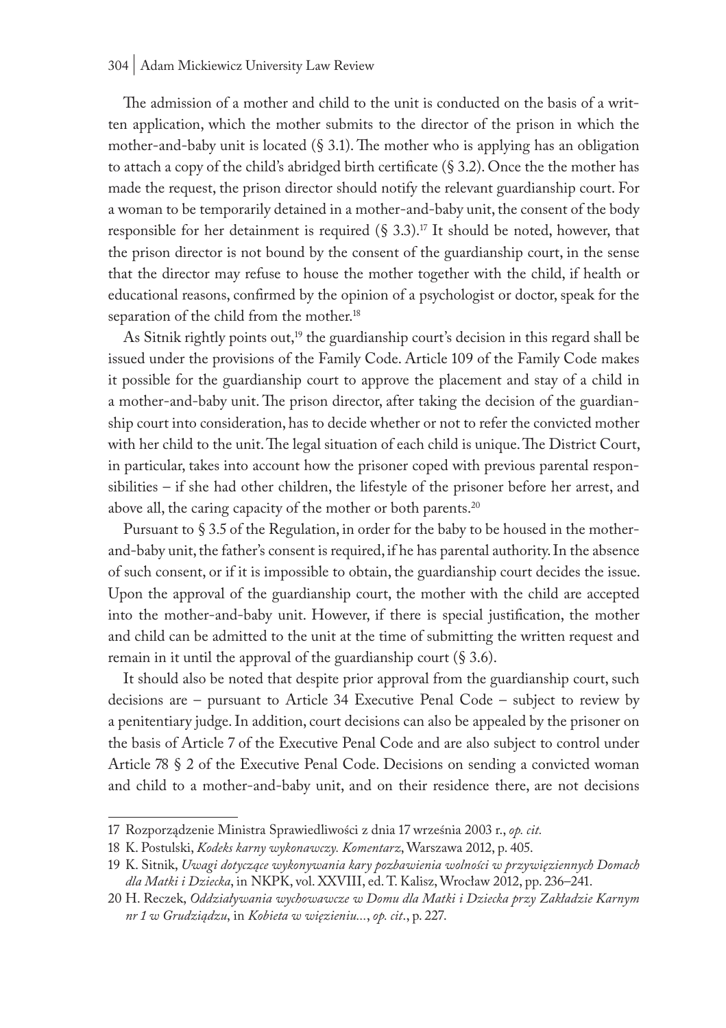The admission of a mother and child to the unit is conducted on the basis of a written application, which the mother submits to the director of the prison in which the mother-and-baby unit is located (§ 3.1). The mother who is applying has an obligation to attach a copy of the child's abridged birth certificate (§ 3.2). Once the the mother has made the request, the prison director should notify the relevant guardianship court. For a woman to be temporarily detained in a mother-and-baby unit, the consent of the body responsible for her detainment is required (§ 3.3).[17] It should be noted, however, that the prison director is not bound by the consent of the guardianship court, in the sense that the director may refuse to house the mother together with the child, if health or educational reasons, confirmed by the opinion of a psychologist or doctor, speak for the separation of the child from the mother.[18]

As Sitnik rightly points out,[19] the guardianship court's decision in this regard shall be issued under the provisions of the Family Code. Article 109 of the Family Code makes it possible for the guardianship court to approve the placement and stay of a child in a mother-and-baby unit. The prison director, after taking the decision of the guardianship court into consideration, has to decide whether or not to refer the convicted mother with her child to the unit. The legal situation of each child is unique. The District Court, in particular, takes into account how the prisoner coped with previous parental responsibilities – if she had other children, the lifestyle of the prisoner before her arrest, and above all, the caring capacity of the mother or both parents.[20]

Pursuant to § 3.5 of the Regulation, in order for the baby to be housed in the mother-and-baby unit, the father's consent is required, if he has parental authority. In the absence of such consent, or if it is impossible to obtain, the guardianship court decides the issue. Upon the approval of the guardianship court, the mother with the child are accepted into the mother-and-baby unit. However, if there is special justification, the mother and child can be admitted to the unit at the time of submitting the written request and remain in it until the approval of the guardianship court (§ 3.6).

It should also be noted that despite prior approval from the guardianship court, such decisions are – pursuant to Article 34 Executive Penal Code – subject to review by a penitentiary judge. In addition, court decisions can also be appealed by the prisoner on the basis of Article 7 of the Executive Penal Code and are also subject to control under Article 78 § 2 of the Executive Penal Code. Decisions on sending a convicted woman and child to a mother-and-baby unit, and on their residence there, are not decisions

---

17 Rozporządzenie Ministra Sprawiedliwości z dnia 17 września 2003 r., *op. cit.*

18 K. Postulski, *Kodeks karny wykonawczy. Komentarz*, Warszawa 2012, p. 405.

19 K. Sitnik, *Uwagi dotyczące wykonywania kary pozbawienia wolności w przywięziennych Domach dla Matki i Dziecka*, in NKPK, vol. XXVIII, ed. T. Kalisz, Wrocław 2012, pp. 236–241.

20 H. Reczek, *Oddziaływania wychowawcze w Domu dla Matki i Dziecka przy Zakładzie Karnym nr 1 w Grudziądzu*, in *Kobieta w więzieniu...*, *op. cit*., p. 227.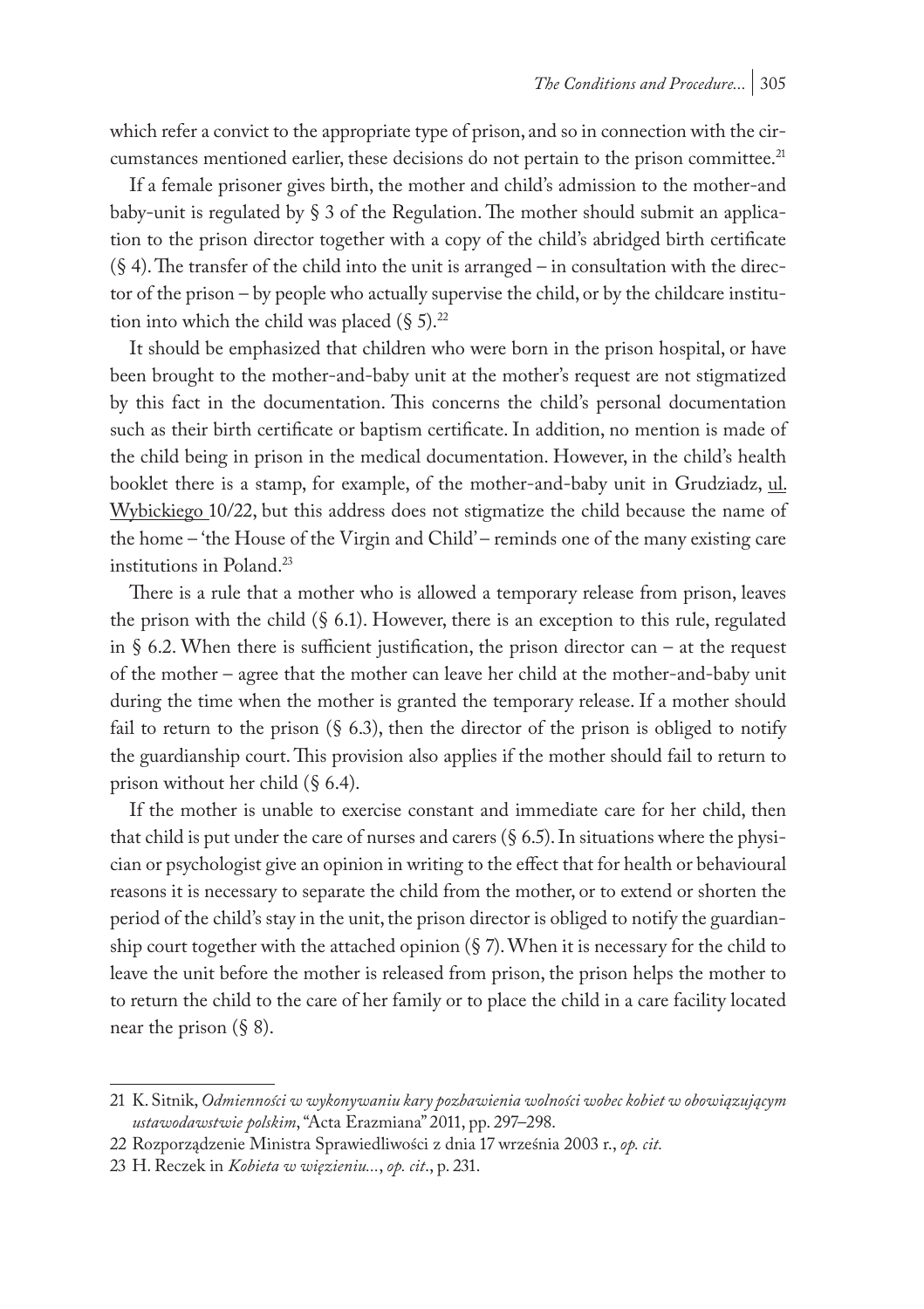which refer a convict to the appropriate type of prison, and so in connection with the circumstances mentioned earlier, these decisions do not pertain to the prison committee.[21]

If a female prisoner gives birth, the mother and child's admission to the mother-and baby-unit is regulated by § 3 of the Regulation. The mother should submit an application to the prison director together with a copy of the child's abridged birth certificate (§ 4). The transfer of the child into the unit is arranged – in consultation with the director of the prison – by people who actually supervise the child, or by the childcare institution into which the child was placed (§ 5).[22]

It should be emphasized that children who were born in the prison hospital, or have been brought to the mother-and-baby unit at the mother's request are not stigmatized by this fact in the documentation. This concerns the child's personal documentation such as their birth certificate or baptism certificate. In addition, no mention is made of the child being in prison in the medical documentation. However, in the child's health booklet there is a stamp, for example, of the mother-and-baby unit in Grudziadz, ul. Wybickiego 10/22, but this address does not stigmatize the child because the name of the home – 'the House of the Virgin and Child' – reminds one of the many existing care institutions in Poland.[23]

There is a rule that a mother who is allowed a temporary release from prison, leaves the prison with the child (§ 6.1). However, there is an exception to this rule, regulated in § 6.2. When there is sufficient justification, the prison director can – at the request of the mother – agree that the mother can leave her child at the mother-and-baby unit during the time when the mother is granted the temporary release. If a mother should fail to return to the prison (§ 6.3), then the director of the prison is obliged to notify the guardianship court. This provision also applies if the mother should fail to return to prison without her child (§ 6.4).

If the mother is unable to exercise constant and immediate care for her child, then that child is put under the care of nurses and carers (§ 6.5). In situations where the physician or psychologist give an opinion in writing to the effect that for health or behavioural reasons it is necessary to separate the child from the mother, or to extend or shorten the period of the child's stay in the unit, the prison director is obliged to notify the guardianship court together with the attached opinion (§ 7). When it is necessary for the child to leave the unit before the mother is released from prison, the prison helps the mother to to return the child to the care of her family or to place the child in a care facility located near the prison (§ 8).

---

21 K. Sitnik, *Odmienności w wykonywaniu kary pozbawienia wolności wobec kobiet w obowiązującym ustawodawstwie polskim*, "Acta Erazmiana" 2011, pp. 297–298.

22 Rozporządzenie Ministra Sprawiedliwości z dnia 17 września 2003 r., *op. cit.*

23 H. Reczek in *Kobieta w więzieniu...*, *op. cit*., p. 231.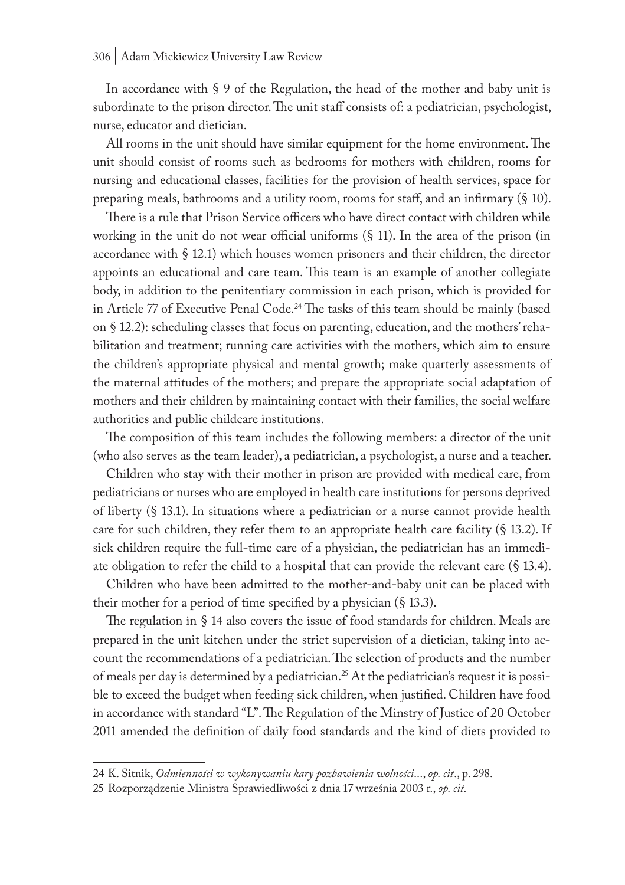In accordance with § 9 of the Regulation, the head of the mother and baby unit is subordinate to the prison director. The unit staff consists of: a pediatrician, psychologist, nurse, educator and dietician.

All rooms in the unit should have similar equipment for the home environment. The unit should consist of rooms such as bedrooms for mothers with children, rooms for nursing and educational classes, facilities for the provision of health services, space for preparing meals, bathrooms and a utility room, rooms for staff, and an infirmary (§ 10).

There is a rule that Prison Service officers who have direct contact with children while working in the unit do not wear official uniforms (§ 11). In the area of the prison (in accordance with § 12.1) which houses women prisoners and their children, the director appoints an educational and care team. This team is an example of another collegiate body, in addition to the penitentiary commission in each prison, which is provided for in Article 77 of Executive Penal Code.[24] The tasks of this team should be mainly (based on § 12.2): scheduling classes that focus on parenting, education, and the mothers' rehabilitation and treatment; running care activities with the mothers, which aim to ensure the children's appropriate physical and mental growth; make quarterly assessments of the maternal attitudes of the mothers; and prepare the appropriate social adaptation of mothers and their children by maintaining contact with their families, the social welfare authorities and public childcare institutions.

The composition of this team includes the following members: a director of the unit (who also serves as the team leader), a pediatrician, a psychologist, a nurse and a teacher.

Children who stay with their mother in prison are provided with medical care, from pediatricians or nurses who are employed in health care institutions for persons deprived of liberty (§ 13.1). In situations where a pediatrician or a nurse cannot provide health care for such children, they refer them to an appropriate health care facility (§ 13.2). If sick children require the full-time care of a physician, the pediatrician has an immediate obligation to refer the child to a hospital that can provide the relevant care (§ 13.4).

Children who have been admitted to the mother-and-baby unit can be placed with their mother for a period of time specified by a physician (§ 13.3).

The regulation in § 14 also covers the issue of food standards for children. Meals are prepared in the unit kitchen under the strict supervision of a dietician, taking into account the recommendations of a pediatrician. The selection of products and the number of meals per day is determined by a pediatrician.[25] At the pediatrician's request it is possible to exceed the budget when feeding sick children, when justified. Children have food in accordance with standard "L". The Regulation of the Minstry of Justice of 20 October 2011 amended the definition of daily food standards and the kind of diets provided to

24 K. Sitnik, *Odmienności w wykonywaniu kary pozbawienia wolności...*, *op. cit*., p. 298.

25 Rozporządzenie Ministra Sprawiedliwości z dnia 17 września 2003 r., *op. cit.*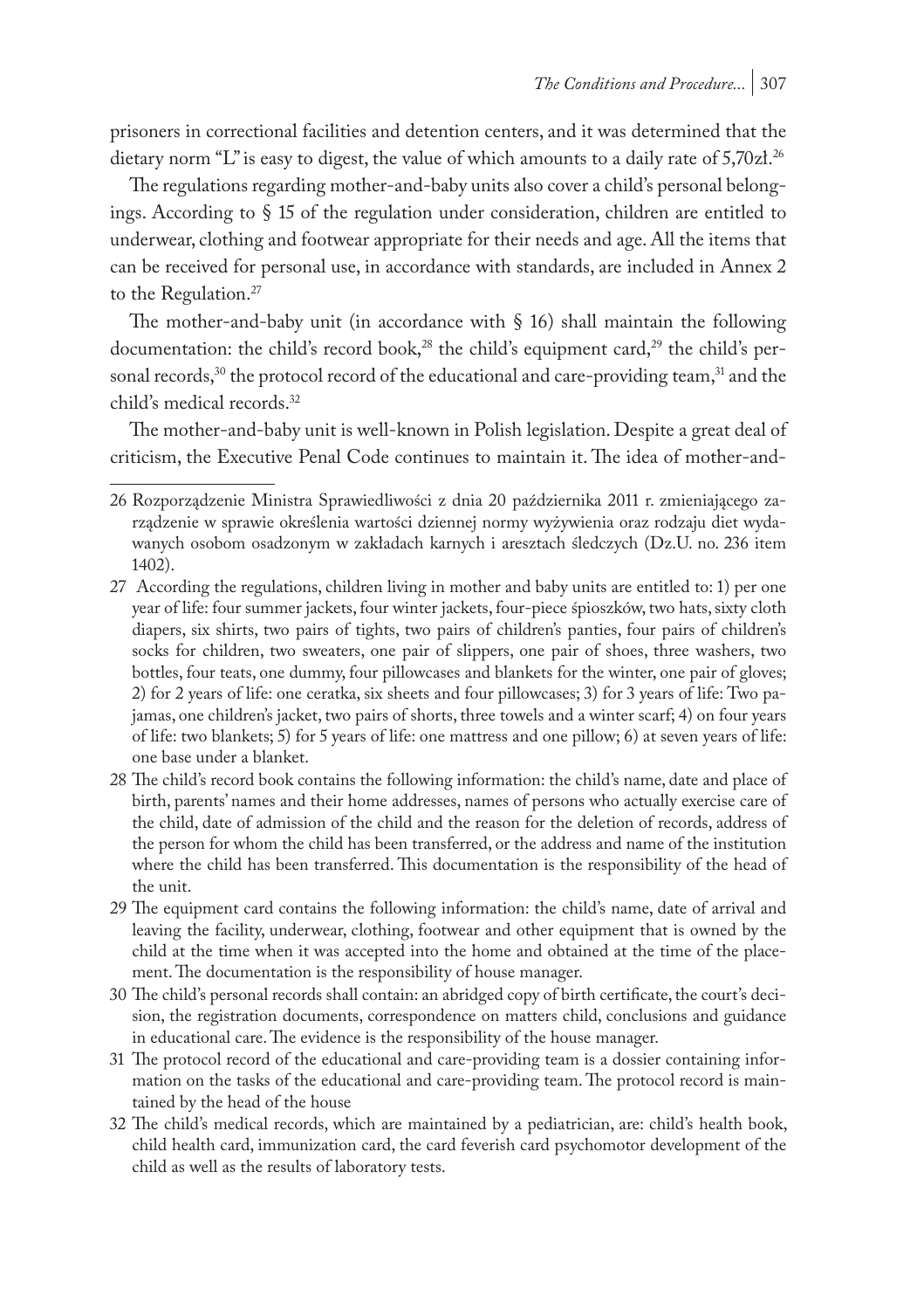prisoners in correctional facilities and detention centers, and it was determined that the dietary norm "L" is easy to digest, the value of which amounts to a daily rate of 5,70zł.[26]

The regulations regarding mother-and-baby units also cover a child's personal belongings. According to § 15 of the regulation under consideration, children are entitled to underwear, clothing and footwear appropriate for their needs and age. All the items that can be received for personal use, in accordance with standards, are included in Annex 2 to the Regulation.[27]

The mother-and-baby unit (in accordance with § 16) shall maintain the following documentation: the child's record book,[28] the child's equipment card,[29] the child's personal records,[30] the protocol record of the educational and care-providing team,[31] and the child's medical records.[32]

The mother-and-baby unit is well-known in Polish legislation. Despite a great deal of criticism, the Executive Penal Code continues to maintain it. The idea of mother-and-

---

26 Rozporządzenie Ministra Sprawiedliwości z dnia 20 października 2011 r. zmieniającego zarządzenie w sprawie określenia wartości dziennej normy wyżywienia oraz rodzaju diet wydawanych osobom osadzonym w zakładach karnych i aresztach śledczych (Dz.U. no. 236 item 1402).

27 According the regulations, children living in mother and baby units are entitled to: 1) per one year of life: four summer jackets, four winter jackets, four-piece śpioszków, two hats, sixty cloth diapers, six shirts, two pairs of tights, two pairs of children's panties, four pairs of children's socks for children, two sweaters, one pair of slippers, one pair of shoes, three washers, two bottles, four teats, one dummy, four pillowcases and blankets for the winter, one pair of gloves; 2) for 2 years of life: one ceratka, six sheets and four pillowcases; 3) for 3 years of life: Two pajamas, one children's jacket, two pairs of shorts, three towels and a winter scarf; 4) on four years of life: two blankets; 5) for 5 years of life: one mattress and one pillow; 6) at seven years of life: one base under a blanket.

28 The child's record book contains the following information: the child's name, date and place of birth, parents' names and their home addresses, names of persons who actually exercise care of the child, date of admission of the child and the reason for the deletion of records, address of the person for whom the child has been transferred, or the address and name of the institution where the child has been transferred. This documentation is the responsibility of the head of the unit.

29 The equipment card contains the following information: the child's name, date of arrival and leaving the facility, underwear, clothing, footwear and other equipment that is owned by the child at the time when it was accepted into the home and obtained at the time of the placement. The documentation is the responsibility of house manager.

30 The child's personal records shall contain: an abridged copy of birth certificate, the court's decision, the registration documents, correspondence on matters child, conclusions and guidance in educational care. The evidence is the responsibility of the house manager.

31 The protocol record of the educational and care-providing team is a dossier containing information on the tasks of the educational and care-providing team. The protocol record is maintained by the head of the house

32 The child's medical records, which are maintained by a pediatrician, are: child's health book, child health card, immunization card, the card feverish card psychomotor development of the child as well as the results of laboratory tests.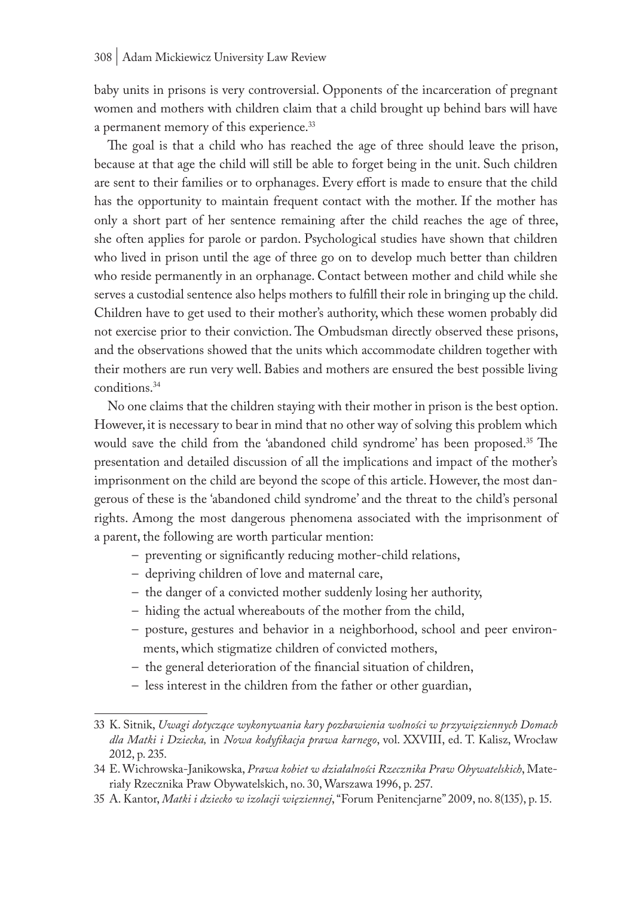baby units in prisons is very controversial. Opponents of the incarceration of pregnant women and mothers with children claim that a child brought up behind bars will have a permanent memory of this experience.[33]

The goal is that a child who has reached the age of three should leave the prison, because at that age the child will still be able to forget being in the unit. Such children are sent to their families or to orphanages. Every effort is made to ensure that the child has the opportunity to maintain frequent contact with the mother. If the mother has only a short part of her sentence remaining after the child reaches the age of three, she often applies for parole or pardon. Psychological studies have shown that children who lived in prison until the age of three go on to develop much better than children who reside permanently in an orphanage. Contact between mother and child while she serves a custodial sentence also helps mothers to fulfill their role in bringing up the child. Children have to get used to their mother's authority, which these women probably did not exercise prior to their conviction. The Ombudsman directly observed these prisons, and the observations showed that the units which accommodate children together with their mothers are run very well. Babies and mothers are ensured the best possible living conditions.[34]

No one claims that the children staying with their mother in prison is the best option. However, it is necessary to bear in mind that no other way of solving this problem which would save the child from the 'abandoned child syndrome' has been proposed.[35] The presentation and detailed discussion of all the implications and impact of the mother's imprisonment on the child are beyond the scope of this article. However, the most dangerous of these is the 'abandoned child syndrome' and the threat to the child's personal rights. Among the most dangerous phenomena associated with the imprisonment of a parent, the following are worth particular mention:

- preventing or significantly reducing mother-child relations,
- depriving children of love and maternal care,
- the danger of a convicted mother suddenly losing her authority,
- hiding the actual whereabouts of the mother from the child,
- posture, gestures and behavior in a neighborhood, school and peer environments, which stigmatize children of convicted mothers,
- the general deterioration of the financial situation of children,
- less interest in the children from the father or other guardian,

---

33 K. Sitnik, *Uwagi dotyczące wykonywania kary pozbawienia wolności w przywięziennych Domach dla Matki i Dziecka,* in *Nowa kodyfikacja prawa karnego*, vol. XXVIII, ed. T. Kalisz, Wrocław 2012, p. 235.

34 E. Wichrowska-Janikowska, *Prawa kobiet w działalności Rzecznika Praw Obywatelskich*, Materiały Rzecznika Praw Obywatelskich, no. 30, Warszawa 1996, p. 257.

35 A. Kantor, *Matki i dziecko w izolacji więziennej*, "Forum Penitencjarne" 2009, no. 8(135), p. 15.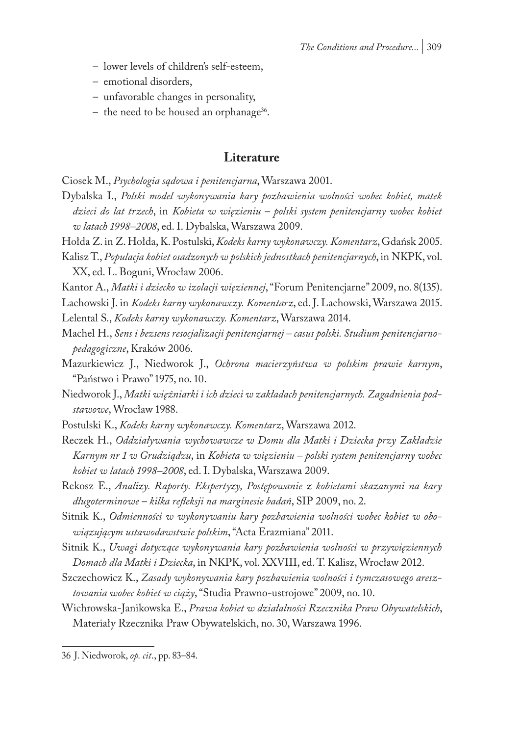- lower levels of children's self-esteem,
- emotional disorders,
- unfavorable changes in personality,
- the need to be housed an orphanage[36].

## Literature

Ciosek M., *Psychologia sądowa i penitencjarna*, Warszawa 2001.

Dybalska I., *Polski model wykonywania kary pozbawienia wolności wobec kobiet, matek dzieci do lat trzech*, in *Kobieta w więzieniu – polski system penitencjarny wobec kobiet w latach 1998–2008*, ed. I. Dybalska, Warszawa 2009.

Hołda Z. in Z. Hołda, K. Postulski, *Kodeks karny wykonawczy. Komentarz*, Gdańsk 2005.

Kalisz T., *Populacja kobiet osadzonych w polskich jednostkach penitencjarnych*, in NKPK, vol. XX, ed. L. Boguni, Wrocław 2006.

Kantor A., *Matki i dziecko w izolacji więziennej*, "Forum Penitencjarne" 2009, no. 8(135).

Lachowski J. in *Kodeks karny wykonawczy. Komentarz*, ed. J. Lachowski, Warszawa 2015.

Lelental S., *Kodeks karny wykonawczy. Komentarz*, Warszawa 2014.

Machel H., *Sens i bezsens resocjalizacji penitencjarnej – casus polski. Studium penitencjarno-pedagogiczne*, Kraków 2006.

Mazurkiewicz J., Niedworok J., *Ochrona macierzyństwa w polskim prawie karnym*, "Państwo i Prawo" 1975, no. 10.

Niedworok J., *Matki więźniarki i ich dzieci w zakładach penitencjarnych. Zagadnienia podstawowe*, Wrocław 1988.

Postulski K., *Kodeks karny wykonawczy. Komentarz*, Warszawa 2012.

Reczek H., *Oddziaływania wychowawcze w Domu dla Matki i Dziecka przy Zakładzie Karnym nr 1 w Grudziądzu*, in *Kobieta w więzieniu – polski system penitencjarny wobec kobiet w latach 1998–2008*, ed. I. Dybalska, Warszawa 2009.

Rekosz E., *Analizy. Raporty. Ekspertyzy, Postępowanie z kobietami skazanymi na kary długoterminowe – kilka refleksji na marginesie badań*, SIP 2009, no. 2.

Sitnik K., *Odmienności w wykonywaniu kary pozbawienia wolności wobec kobiet w obowiązującym ustawodawstwie polskim*, "Acta Erazmiana" 2011.

Sitnik K., *Uwagi dotyczące wykonywania kary pozbawienia wolności w przywięziennych Domach dla Matki i Dziecka*, in NKPK, vol. XXVIII, ed. T. Kalisz, Wrocław 2012.

Szczechowicz K., *Zasady wykonywania kary pozbawienia wolności i tymczasowego aresztowania wobec kobiet w ciąży*, "Studia Prawno-ustrojowe" 2009, no. 10.

Wichrowska-Janikowska E., *Prawa kobiet w działalności Rzecznika Praw Obywatelskich*, Materiały Rzecznika Praw Obywatelskich, no. 30, Warszawa 1996.

---

36 J. Niedworok, *op. cit.*, pp. 83–84.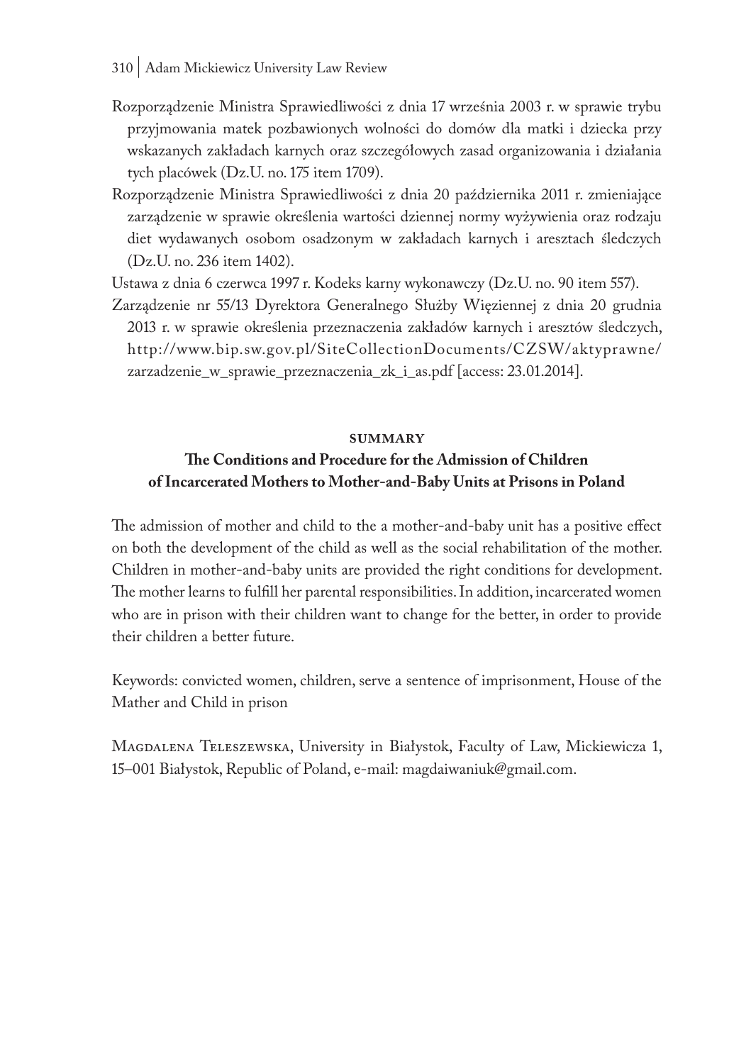Rozporządzenie Ministra Sprawiedliwości z dnia 17 września 2003 r. w sprawie trybu przyjmowania matek pozbawionych wolności do domów dla matki i dziecka przy wskazanych zakładach karnych oraz szczegółowych zasad organizowania i działania tych placówek (Dz.U. no. 175 item 1709).

Rozporządzenie Ministra Sprawiedliwości z dnia 20 października 2011 r. zmieniające zarządzenie w sprawie określenia wartości dziennej normy wyżywienia oraz rodzaju diet wydawanych osobom osadzonym w zakładach karnych i aresztach śledczych (Dz.U. no. 236 item 1402).

Ustawa z dnia 6 czerwca 1997 r. Kodeks karny wykonawczy (Dz.U. no. 90 item 557).

Zarządzenie nr 55/13 Dyrektora Generalnego Służby Więziennej z dnia 20 grudnia 2013 r. w sprawie określenia przeznaczenia zakładów karnych i aresztów śledczych, http://www.bip.sw.gov.pl/SiteCollectionDocuments/CZSW/aktyprawne/zarzadzenie_w_sprawie_przeznaczenia_zk_i_as.pdf [access: 23.01.2014].

## SUMMARY

### The Conditions and Procedure for the Admission of Children of Incarcerated Mothers to Mother-and-Baby Units at Prisons in Poland

The admission of mother and child to the a mother-and-baby unit has a positive effect on both the development of the child as well as the social rehabilitation of the mother. Children in mother-and-baby units are provided the right conditions for development. The mother learns to fulfill her parental responsibilities. In addition, incarcerated women who are in prison with their children want to change for the better, in order to provide their children a better future.

Keywords: convicted women, children, serve a sentence of imprisonment, House of the Mather and Child in prison

Magdalena Teleszewska, University in Białystok, Faculty of Law, Mickiewicza 1, 15–001 Białystok, Republic of Poland, e-mail: magdaiwaniuk@gmail.com.